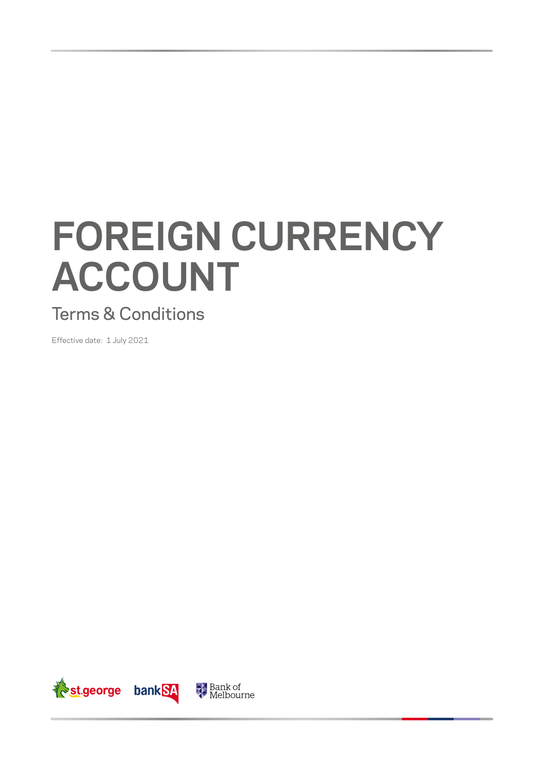# FOREIGN CURRENCY ACCOUNT

## Terms & Conditions

Effective date: 1 July 2021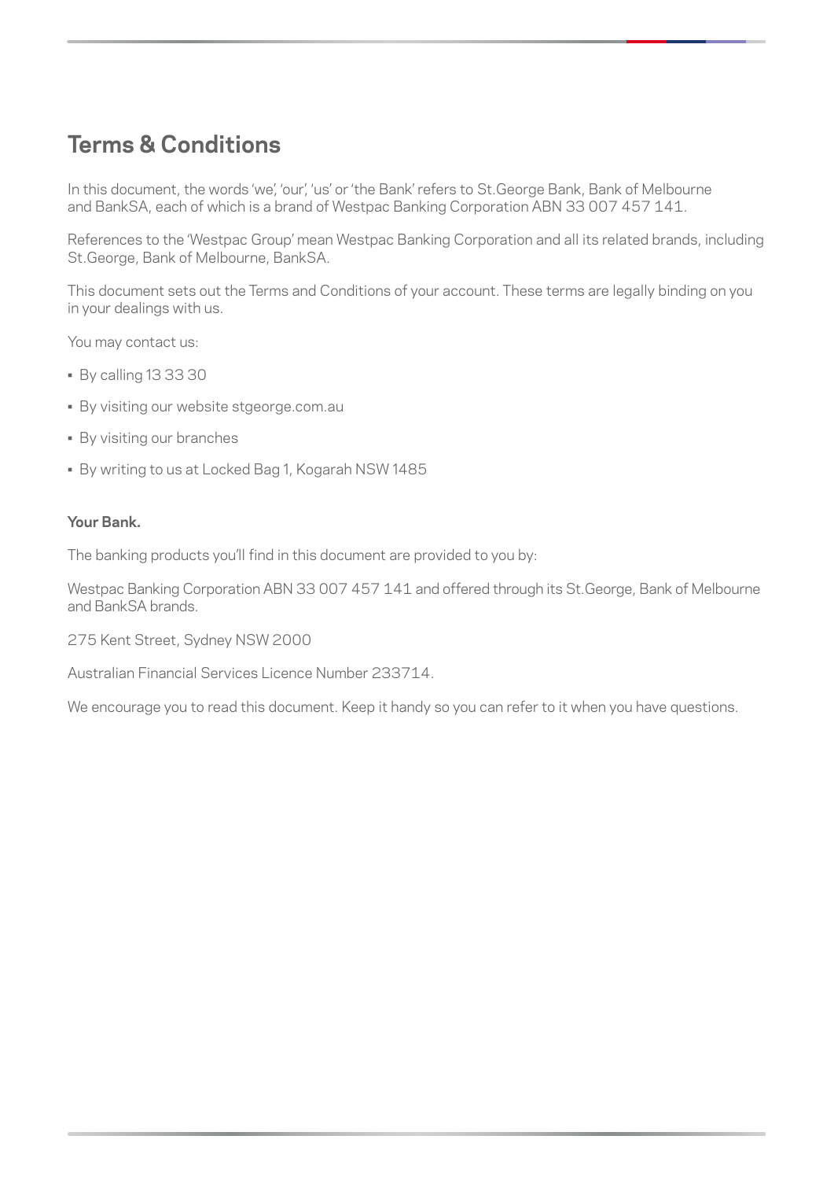# Terms & Conditions

In this document, the words 'we', 'our', 'us' or 'the Bank' refers to St.George Bank, Bank of Melbourne and BankSA, each of which is a brand of Westpac Banking Corporation ABN 33 007 457 141.

References to the 'Westpac Group' mean Westpac Banking Corporation and all its related brands, including St.George, Bank of Melbourne, BankSA.

This document sets out the Terms and Conditions of your account. These terms are legally binding on you in your dealings with us.

You may contact us:

- By calling 13 33 30
- By visiting our website stgeorge.com.au
- By visiting our branches
- By writing to us at Locked Bag 1, Kogarah NSW 1485

**Your Bank.**

The banking products you'll find in this document are provided to you by:

Westpac Banking Corporation ABN 33 007 457 141 and offered through its St.George, Bank of Melbourne and BankSA brands.

275 Kent Street, Sydney NSW 2000

Australian Financial Services Licence Number 233714.

We encourage you to read this document. Keep it handy so you can refer to it when you have questions.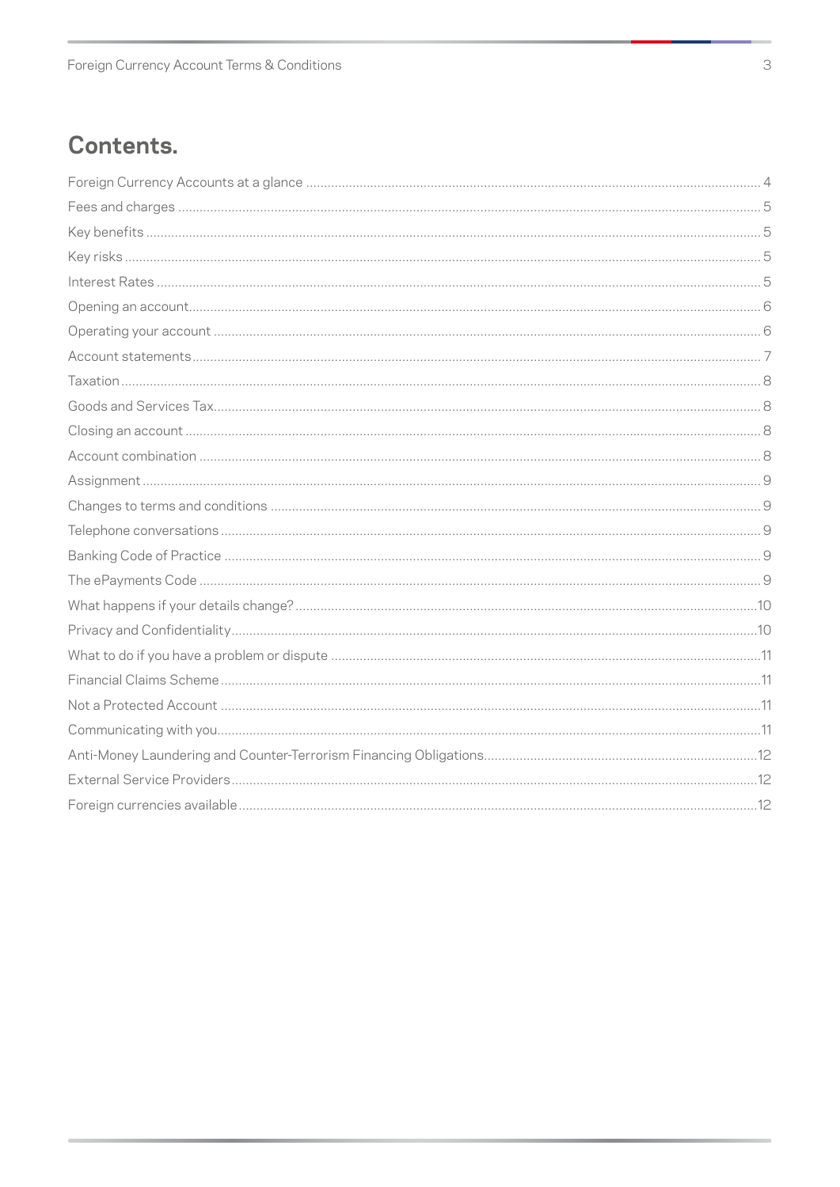## Contents.

| | |
|---|---|
| Foreign Currency Accounts at a glance | 4 |
| Fees and charges | 5 |
| Key benefits | 5 |
| Key risks | 5 |
| Interest Rates | 5 |
| Opening an account | 6 |
| Operating your account | 6 |
| Account statements | 7 |
| Taxation | 8 |
| Goods and Services Tax | 8 |
| Closing an account | 8 |
| Account combination | 8 |
| Assignment | 9 |
| Changes to terms and conditions | 9 |
| Telephone conversations | 9 |
| Banking Code of Practice | 9 |
| The ePayments Code | 9 |
| What happens if your details change? | 10 |
| Privacy and Confidentiality | 10 |
| What to do if you have a problem or dispute | 11 |
| Financial Claims Scheme | 11 |
| Not a Protected Account | 11 |
| Communicating with you | 11 |
| Anti-Money Laundering and Counter-Terrorism Financing Obligations | 12 |
| External Service Providers | 12 |
| Foreign currencies available | 12 |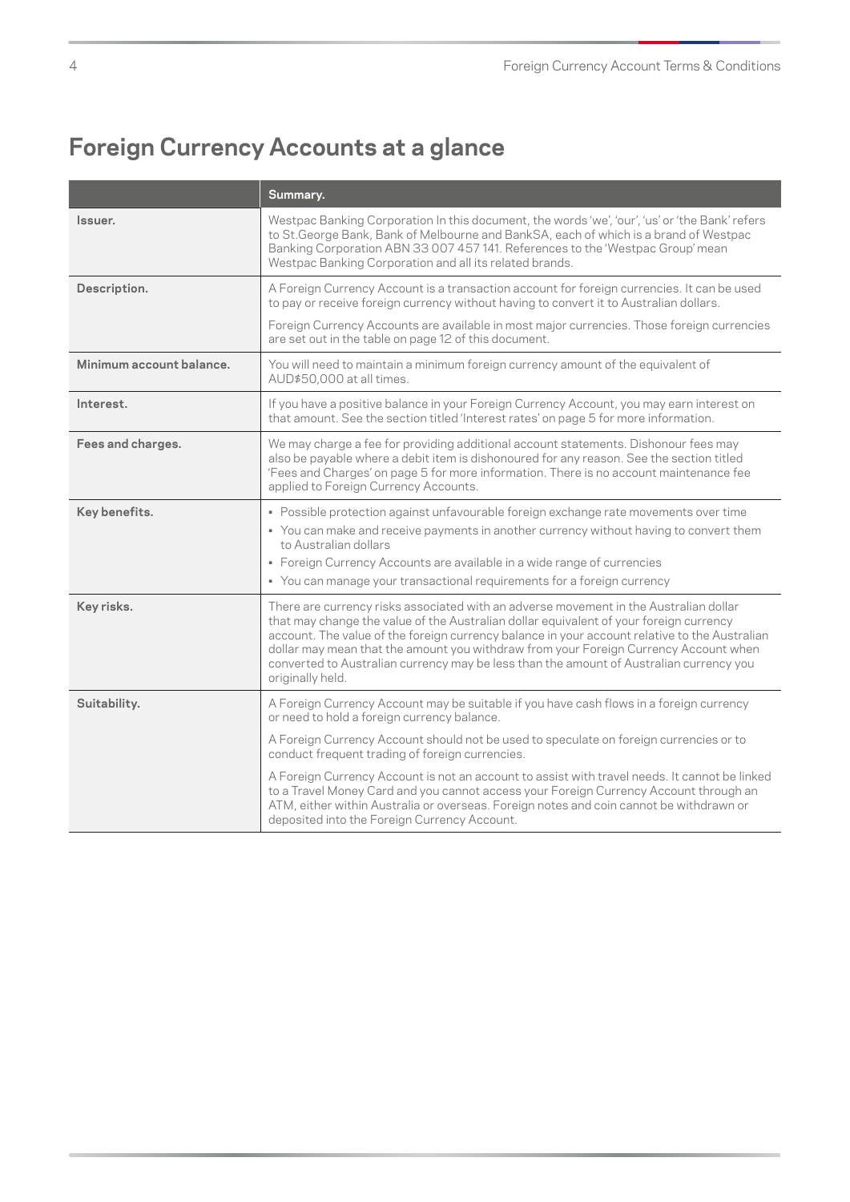# Foreign Currency Accounts at a glance

| | Summary. |
|---|---|
| **Issuer.** | Westpac Banking Corporation In this document, the words 'we', 'our', 'us' or 'the Bank' refers to St.George Bank, Bank of Melbourne and BankSA, each of which is a brand of Westpac Banking Corporation ABN 33 007 457 141. References to the 'Westpac Group' mean Westpac Banking Corporation and all its related brands. |
| **Description.** | A Foreign Currency Account is a transaction account for foreign currencies. It can be used to pay or receive foreign currency without having to convert it to Australian dollars.<br><br>Foreign Currency Accounts are available in most major currencies. Those foreign currencies are set out in the table on page 12 of this document. |
| **Minimum account balance.** | You will need to maintain a minimum foreign currency amount of the equivalent of AUD$50,000 at all times. |
| **Interest.** | If you have a positive balance in your Foreign Currency Account, you may earn interest on that amount. See the section titled 'Interest rates' on page 5 for more information. |
| **Fees and charges.** | We may charge a fee for providing additional account statements. Dishonour fees may also be payable where a debit item is dishonoured for any reason. See the section titled 'Fees and Charges' on page 5 for more information. There is no account maintenance fee applied to Foreign Currency Accounts. |
| **Key benefits.** | • Possible protection against unfavourable foreign exchange rate movements over time<br>• You can make and receive payments in another currency without having to convert them to Australian dollars<br>• Foreign Currency Accounts are available in a wide range of currencies<br>• You can manage your transactional requirements for a foreign currency |
| **Key risks.** | There are currency risks associated with an adverse movement in the Australian dollar that may change the value of the Australian dollar equivalent of your foreign currency account. The value of the foreign currency balance in your account relative to the Australian dollar may mean that the amount you withdraw from your Foreign Currency Account when converted to Australian currency may be less than the amount of Australian currency you originally held. |
| **Suitability.** | A Foreign Currency Account may be suitable if you have cash flows in a foreign currency or need to hold a foreign currency balance.<br><br>A Foreign Currency Account should not be used to speculate on foreign currencies or to conduct frequent trading of foreign currencies.<br><br>A Foreign Currency Account is not an account to assist with travel needs. It cannot be linked to a Travel Money Card and you cannot access your Foreign Currency Account through an ATM, either within Australia or overseas. Foreign notes and coin cannot be withdrawn or deposited into the Foreign Currency Account. |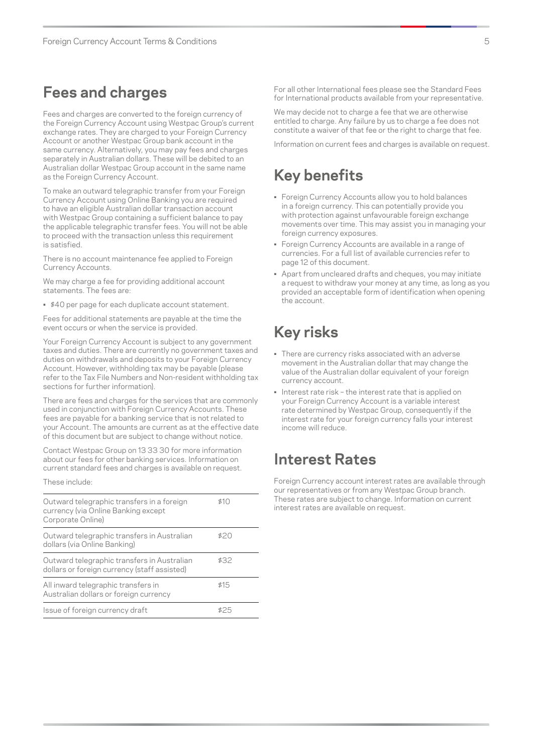## Fees and charges

Fees and charges are converted to the foreign currency of the Foreign Currency Account using Westpac Group's current exchange rates. They are charged to your Foreign Currency Account or another Westpac Group bank account in the same currency. Alternatively, you may pay fees and charges separately in Australian dollars. These will be debited to an Australian dollar Westpac Group account in the same name as the Foreign Currency Account.

To make an outward telegraphic transfer from your Foreign Currency Account using Online Banking you are required to have an eligible Australian dollar transaction account with Westpac Group containing a sufficient balance to pay the applicable telegraphic transfer fees. You will not be able to proceed with the transaction unless this requirement is satisfied.

There is no account maintenance fee applied to Foreign Currency Accounts.

We may charge a fee for providing additional account statements. The fees are:

- $40 per page for each duplicate account statement.

Fees for additional statements are payable at the time the event occurs or when the service is provided.

Your Foreign Currency Account is subject to any government taxes and duties. There are currently no government taxes and duties on withdrawals and deposits to your Foreign Currency Account. However, withholding tax may be payable (please refer to the Tax File Numbers and Non-resident withholding tax sections for further information).

There are fees and charges for the services that are commonly used in conjunction with Foreign Currency Accounts. These fees are payable for a banking service that is not related to your Account. The amounts are current as at the effective date of this document but are subject to change without notice.

Contact Westpac Group on 13 33 30 for more information about our fees for other banking services. Information on current standard fees and charges is available on request.

These include:

| | |
|---|---|
| Outward telegraphic transfers in a foreign currency (via Online Banking except Corporate Online) | $10 |
| Outward telegraphic transfers in Australian dollars (via Online Banking) | $20 |
| Outward telegraphic transfers in Australian dollars or foreign currency (staff assisted) | $32 |
| All inward telegraphic transfers in Australian dollars or foreign currency | $15 |
| Issue of foreign currency draft | $25 |

For all other International fees please see the Standard Fees for International products available from your representative.

We may decide not to charge a fee that we are otherwise entitled to charge. Any failure by us to charge a fee does not constitute a waiver of that fee or the right to charge that fee.

Information on current fees and charges is available on request.

## Key benefits

- Foreign Currency Accounts allow you to hold balances in a foreign currency. This can potentially provide you with protection against unfavourable foreign exchange movements over time. This may assist you in managing your foreign currency exposures.
- Foreign Currency Accounts are available in a range of currencies. For a full list of available currencies refer to page 12 of this document.
- Apart from uncleared drafts and cheques, you may initiate a request to withdraw your money at any time, as long as you provided an acceptable form of identification when opening the account.

## Key risks

- There are currency risks associated with an adverse movement in the Australian dollar that may change the value of the Australian dollar equivalent of your foreign currency account.
- Interest rate risk – the interest rate that is applied on your Foreign Currency Account is a variable interest rate determined by Westpac Group, consequently if the interest rate for your foreign currency falls your interest income will reduce.

## Interest Rates

Foreign Currency account interest rates are available through our representatives or from any Westpac Group branch. These rates are subject to change. Information on current interest rates are available on request.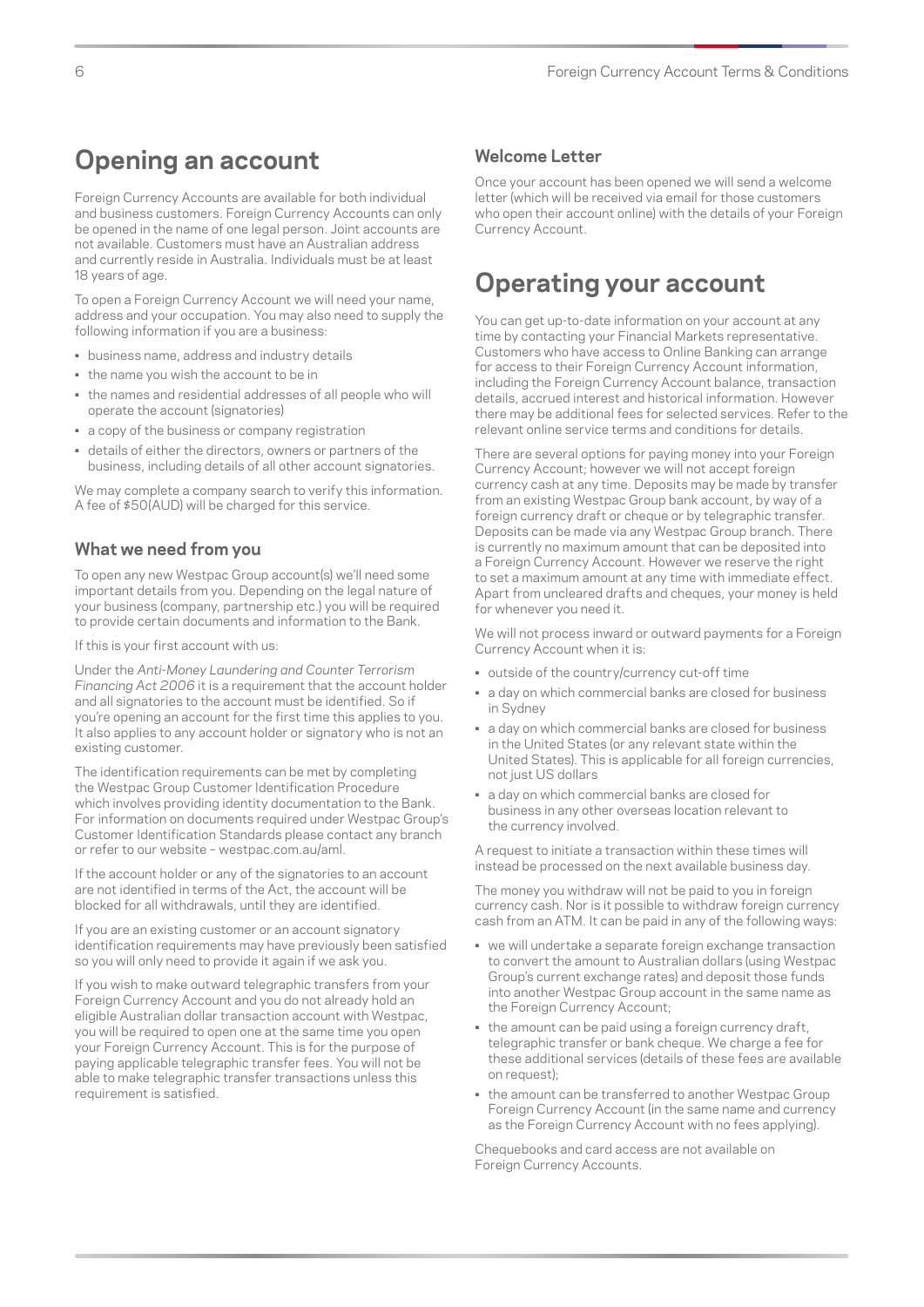# Opening an account

Foreign Currency Accounts are available for both individual and business customers. Foreign Currency Accounts can only be opened in the name of one legal person. Joint accounts are not available. Customers must have an Australian address and currently reside in Australia. Individuals must be at least 18 years of age.

To open a Foreign Currency Account we will need your name, address and your occupation. You may also need to supply the following information if you are a business:

- business name, address and industry details
- the name you wish the account to be in
- the names and residential addresses of all people who will operate the account (signatories)
- a copy of the business or company registration
- details of either the directors, owners or partners of the business, including details of all other account signatories.

We may complete a company search to verify this information. A fee of $50(AUD) will be charged for this service.

## What we need from you

To open any new Westpac Group account(s) we'll need some important details from you. Depending on the legal nature of your business (company, partnership etc.) you will be required to provide certain documents and information to the Bank.

If this is your first account with us:

Under the *Anti-Money Laundering and Counter Terrorism Financing Act 2006* it is a requirement that the account holder and all signatories to the account must be identified. So if you're opening an account for the first time this applies to you. It also applies to any account holder or signatory who is not an existing customer.

The identification requirements can be met by completing the Westpac Group Customer Identification Procedure which involves providing identity documentation to the Bank. For information on documents required under Westpac Group's Customer Identification Standards please contact any branch or refer to our website – westpac.com.au/aml.

If the account holder or any of the signatories to an account are not identified in terms of the Act, the account will be blocked for all withdrawals, until they are identified.

If you are an existing customer or an account signatory identification requirements may have previously been satisfied so you will only need to provide it again if we ask you.

If you wish to make outward telegraphic transfers from your Foreign Currency Account and you do not already hold an eligible Australian dollar transaction account with Westpac, you will be required to open one at the same time you open your Foreign Currency Account. This is for the purpose of paying applicable telegraphic transfer fees. You will not be able to make telegraphic transfer transactions unless this requirement is satisfied.

## Welcome Letter

Once your account has been opened we will send a welcome letter (which will be received via email for those customers who open their account online) with the details of your Foreign Currency Account.

# Operating your account

You can get up-to-date information on your account at any time by contacting your Financial Markets representative. Customers who have access to Online Banking can arrange for access to their Foreign Currency Account information, including the Foreign Currency Account balance, transaction details, accrued interest and historical information. However there may be additional fees for selected services. Refer to the relevant online service terms and conditions for details.

There are several options for paying money into your Foreign Currency Account; however we will not accept foreign currency cash at any time. Deposits may be made by transfer from an existing Westpac Group bank account, by way of a foreign currency draft or cheque or by telegraphic transfer. Deposits can be made via any Westpac Group branch. There is currently no maximum amount that can be deposited into a Foreign Currency Account. However we reserve the right to set a maximum amount at any time with immediate effect. Apart from uncleared drafts and cheques, your money is held for whenever you need it.

We will not process inward or outward payments for a Foreign Currency Account when it is:

- outside of the country/currency cut-off time
- a day on which commercial banks are closed for business in Sydney
- a day on which commercial banks are closed for business in the United States (or any relevant state within the United States). This is applicable for all foreign currencies, not just US dollars
- a day on which commercial banks are closed for business in any other overseas location relevant to the currency involved.

A request to initiate a transaction within these times will instead be processed on the next available business day.

The money you withdraw will not be paid to you in foreign currency cash. Nor is it possible to withdraw foreign currency cash from an ATM. It can be paid in any of the following ways:

- we will undertake a separate foreign exchange transaction to convert the amount to Australian dollars (using Westpac Group's current exchange rates) and deposit those funds into another Westpac Group account in the same name as the Foreign Currency Account;
- the amount can be paid using a foreign currency draft, telegraphic transfer or bank cheque. We charge a fee for these additional services (details of these fees are available on request);
- the amount can be transferred to another Westpac Group Foreign Currency Account (in the same name and currency as the Foreign Currency Account with no fees applying).

Chequebooks and card access are not available on Foreign Currency Accounts.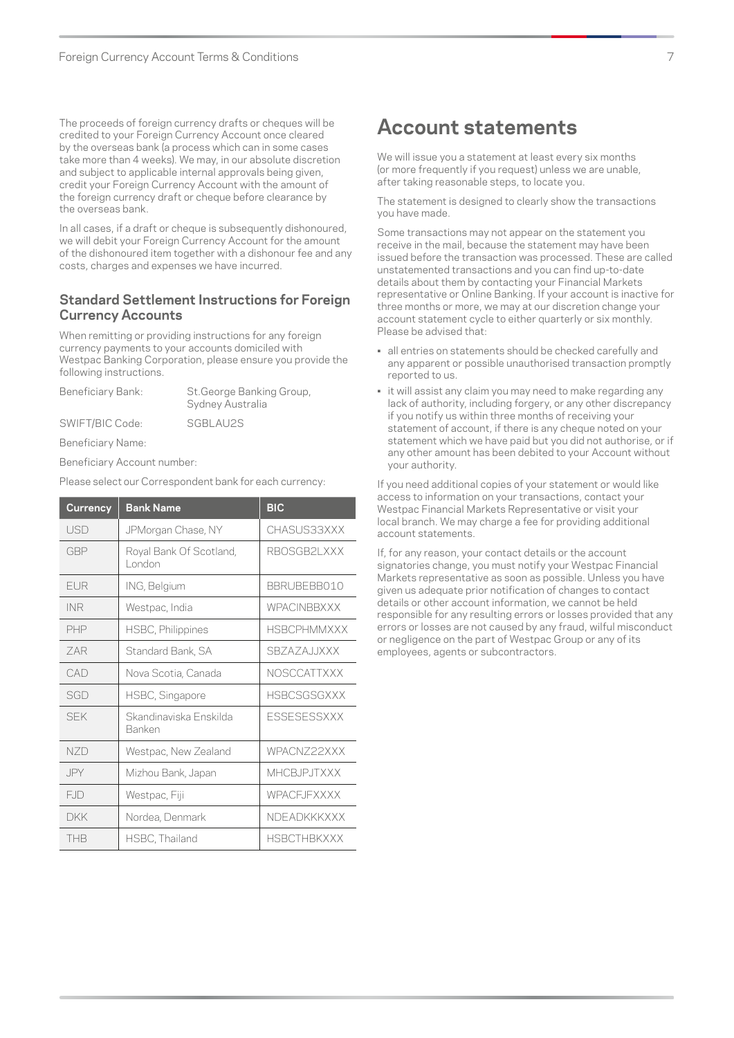The proceeds of foreign currency drafts or cheques will be credited to your Foreign Currency Account once cleared by the overseas bank (a process which can in some cases take more than 4 weeks). We may, in our absolute discretion and subject to applicable internal approvals being given, credit your Foreign Currency Account with the amount of the foreign currency draft or cheque before clearance by the overseas bank.

In all cases, if a draft or cheque is subsequently dishonoured, we will debit your Foreign Currency Account for the amount of the dishonoured item together with a dishonour fee and any costs, charges and expenses we have incurred.

### Standard Settlement Instructions for Foreign Currency Accounts

When remitting or providing instructions for any foreign currency payments to your accounts domiciled with Westpac Banking Corporation, please ensure you provide the following instructions.

Beneficiary Bank: St.George Banking Group, Sydney Australia

SWIFT/BIC Code: SGBLAU2S

Beneficiary Name:

Beneficiary Account number:

Please select our Correspondent bank for each currency:

| Currency | Bank Name | BIC |
|---|---|---|
| USD | JPMorgan Chase, NY | CHASUS33XXX |
| GBP | Royal Bank Of Scotland, London | RBOSGB2LXXX |
| EUR | ING, Belgium | BBRUBEBB010 |
| INR | Westpac, India | WPACINBBXXX |
| PHP | HSBC, Philippines | HSBCPHMMXXX |
| ZAR | Standard Bank, SA | SBZAZAJJXXX |
| CAD | Nova Scotia, Canada | NOSCCATTXXX |
| SGD | HSBC, Singapore | HSBCSGSGXXX |
| SEK | Skandinaviska Enskilda Banken | ESSESESSXXX |
| NZD | Westpac, New Zealand | WPACNZ22XXX |
| JPY | Mizhou Bank, Japan | MHCBJPJTXXX |
| FJD | Westpac, Fiji | WPACFJFXXXX |
| DKK | Nordea, Denmark | NDEADKKKXXX |
| THB | HSBC, Thailand | HSBCTHBKXXX |

## Account statements

We will issue you a statement at least every six months (or more frequently if you request) unless we are unable, after taking reasonable steps, to locate you.

The statement is designed to clearly show the transactions you have made.

Some transactions may not appear on the statement you receive in the mail, because the statement may have been issued before the transaction was processed. These are called unstatemented transactions and you can find up-to-date details about them by contacting your Financial Markets representative or Online Banking. If your account is inactive for three months or more, we may at our discretion change your account statement cycle to either quarterly or six monthly. Please be advised that:

- all entries on statements should be checked carefully and any apparent or possible unauthorised transaction promptly reported to us.
- it will assist any claim you may need to make regarding any lack of authority, including forgery, or any other discrepancy if you notify us within three months of receiving your statement of account, if there is any cheque noted on your statement which we have paid but you did not authorise, or if any other amount has been debited to your Account without your authority.

If you need additional copies of your statement or would like access to information on your transactions, contact your Westpac Financial Markets Representative or visit your local branch. We may charge a fee for providing additional account statements.

If, for any reason, your contact details or the account signatories change, you must notify your Westpac Financial Markets representative as soon as possible. Unless you have given us adequate prior notification of changes to contact details or other account information, we cannot be held responsible for any resulting errors or losses provided that any errors or losses are not caused by any fraud, wilful misconduct or negligence on the part of Westpac Group or any of its employees, agents or subcontractors.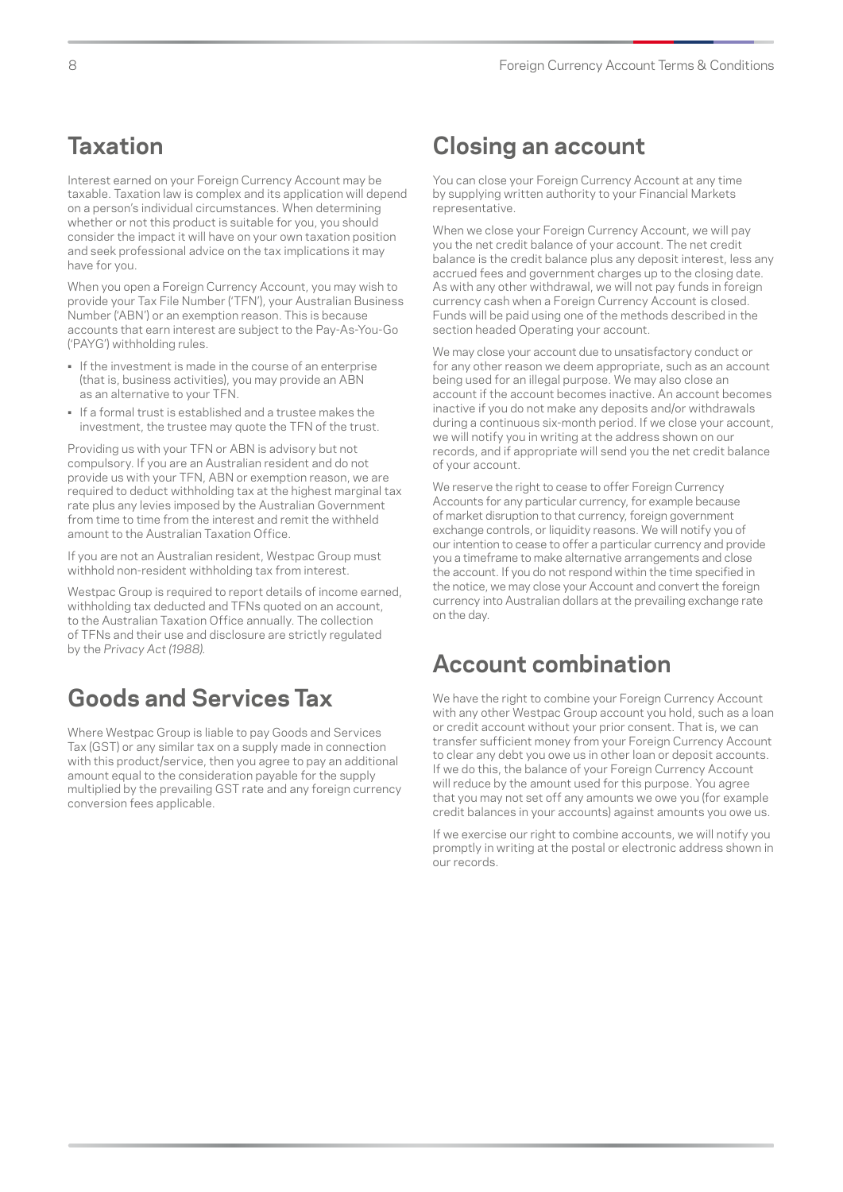## Taxation

Interest earned on your Foreign Currency Account may be taxable. Taxation law is complex and its application will depend on a person's individual circumstances. When determining whether or not this product is suitable for you, you should consider the impact it will have on your own taxation position and seek professional advice on the tax implications it may have for you.

When you open a Foreign Currency Account, you may wish to provide your Tax File Number ('TFN'), your Australian Business Number ('ABN') or an exemption reason. This is because accounts that earn interest are subject to the Pay-As-You-Go ('PAYG') withholding rules.

- If the investment is made in the course of an enterprise (that is, business activities), you may provide an ABN as an alternative to your TFN.
- If a formal trust is established and a trustee makes the investment, the trustee may quote the TFN of the trust.

Providing us with your TFN or ABN is advisory but not compulsory. If you are an Australian resident and do not provide us with your TFN, ABN or exemption reason, we are required to deduct withholding tax at the highest marginal tax rate plus any levies imposed by the Australian Government from time to time from the interest and remit the withheld amount to the Australian Taxation Office.

If you are not an Australian resident, Westpac Group must withhold non-resident withholding tax from interest.

Westpac Group is required to report details of income earned, withholding tax deducted and TFNs quoted on an account, to the Australian Taxation Office annually. The collection of TFNs and their use and disclosure are strictly regulated by the *Privacy Act (1988)*.

## Goods and Services Tax

Where Westpac Group is liable to pay Goods and Services Tax (GST) or any similar tax on a supply made in connection with this product/service, then you agree to pay an additional amount equal to the consideration payable for the supply multiplied by the prevailing GST rate and any foreign currency conversion fees applicable.

## Closing an account

You can close your Foreign Currency Account at any time by supplying written authority to your Financial Markets representative.

When we close your Foreign Currency Account, we will pay you the net credit balance of your account. The net credit balance is the credit balance plus any deposit interest, less any accrued fees and government charges up to the closing date. As with any other withdrawal, we will not pay funds in foreign currency cash when a Foreign Currency Account is closed. Funds will be paid using one of the methods described in the section headed Operating your account.

We may close your account due to unsatisfactory conduct or for any other reason we deem appropriate, such as an account being used for an illegal purpose. We may also close an account if the account becomes inactive. An account becomes inactive if you do not make any deposits and/or withdrawals during a continuous six-month period. If we close your account, we will notify you in writing at the address shown on our records, and if appropriate will send you the net credit balance of your account.

We reserve the right to cease to offer Foreign Currency Accounts for any particular currency, for example because of market disruption to that currency, foreign government exchange controls, or liquidity reasons. We will notify you of our intention to cease to offer a particular currency and provide you a timeframe to make alternative arrangements and close the account. If you do not respond within the time specified in the notice, we may close your Account and convert the foreign currency into Australian dollars at the prevailing exchange rate on the day.

## Account combination

We have the right to combine your Foreign Currency Account with any other Westpac Group account you hold, such as a loan or credit account without your prior consent. That is, we can transfer sufficient money from your Foreign Currency Account to clear any debt you owe us in other loan or deposit accounts. If we do this, the balance of your Foreign Currency Account will reduce by the amount used for this purpose. You agree that you may not set off any amounts we owe you (for example credit balances in your accounts) against amounts you owe us.

If we exercise our right to combine accounts, we will notify you promptly in writing at the postal or electronic address shown in our records.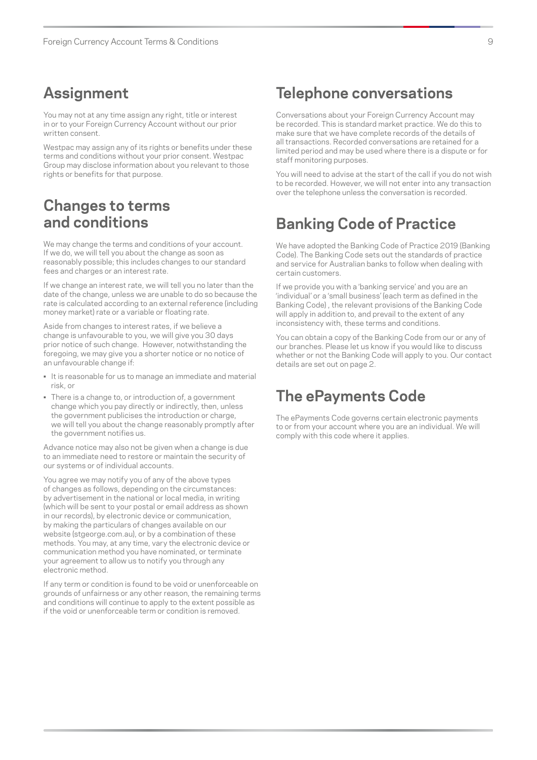## Assignment

You may not at any time assign any right, title or interest in or to your Foreign Currency Account without our prior written consent.

Westpac may assign any of its rights or benefits under these terms and conditions without your prior consent. Westpac Group may disclose information about you relevant to those rights or benefits for that purpose.

## Changes to terms and conditions

We may change the terms and conditions of your account. If we do, we will tell you about the change as soon as reasonably possible; this includes changes to our standard fees and charges or an interest rate.

If we change an interest rate, we will tell you no later than the date of the change, unless we are unable to do so because the rate is calculated according to an external reference (including money market) rate or a variable or floating rate.

Aside from changes to interest rates, if we believe a change is unfavourable to you, we will give you 30 days prior notice of such change. However, notwithstanding the foregoing, we may give you a shorter notice or no notice of an unfavourable change if:

- It is reasonable for us to manage an immediate and material risk, or
- There is a change to, or introduction of, a government change which you pay directly or indirectly, then, unless the government publicises the introduction or charge, we will tell you about the change reasonably promptly after the government notifies us.

Advance notice may also not be given when a change is due to an immediate need to restore or maintain the security of our systems or of individual accounts.

You agree we may notify you of any of the above types of changes as follows, depending on the circumstances: by advertisement in the national or local media, in writing (which will be sent to your postal or email address as shown in our records), by electronic device or communication, by making the particulars of changes available on our website (stgeorge.com.au), or by a combination of these methods. You may, at any time, vary the electronic device or communication method you have nominated, or terminate your agreement to allow us to notify you through any electronic method.

If any term or condition is found to be void or unenforceable on grounds of unfairness or any other reason, the remaining terms and conditions will continue to apply to the extent possible as if the void or unenforceable term or condition is removed.

## Telephone conversations

Conversations about your Foreign Currency Account may be recorded. This is standard market practice. We do this to make sure that we have complete records of the details of all transactions. Recorded conversations are retained for a limited period and may be used where there is a dispute or for staff monitoring purposes.

You will need to advise at the start of the call if you do not wish to be recorded. However, we will not enter into any transaction over the telephone unless the conversation is recorded.

## Banking Code of Practice

We have adopted the Banking Code of Practice 2019 (Banking Code). The Banking Code sets out the standards of practice and service for Australian banks to follow when dealing with certain customers.

If we provide you with a 'banking service' and you are an 'individual' or a 'small business' (each term as defined in the Banking Code) , the relevant provisions of the Banking Code will apply in addition to, and prevail to the extent of any inconsistency with, these terms and conditions.

You can obtain a copy of the Banking Code from our or any of our branches. Please let us know if you would like to discuss whether or not the Banking Code will apply to you. Our contact details are set out on page 2.

## The ePayments Code

The ePayments Code governs certain electronic payments to or from your account where you are an individual. We will comply with this code where it applies.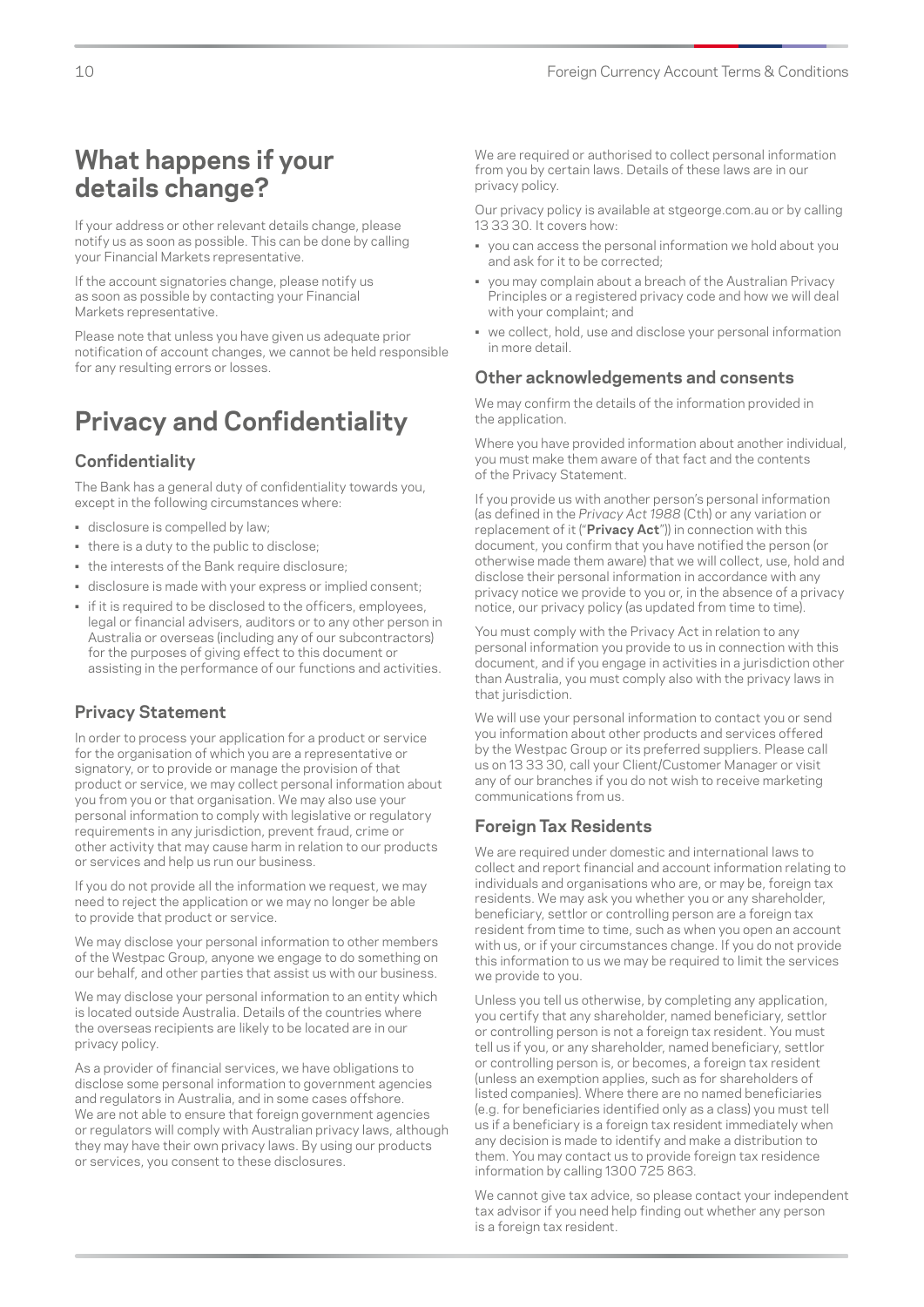# What happens if your details change?

If your address or other relevant details change, please notify us as soon as possible. This can be done by calling your Financial Markets representative.

If the account signatories change, please notify us as soon as possible by contacting your Financial Markets representative.

Please note that unless you have given us adequate prior notification of account changes, we cannot be held responsible for any resulting errors or losses.

# Privacy and Confidentiality

## Confidentiality

The Bank has a general duty of confidentiality towards you, except in the following circumstances where:

- disclosure is compelled by law;
- there is a duty to the public to disclose;
- the interests of the Bank require disclosure;
- disclosure is made with your express or implied consent;
- if it is required to be disclosed to the officers, employees, legal or financial advisers, auditors or to any other person in Australia or overseas (including any of our subcontractors) for the purposes of giving effect to this document or assisting in the performance of our functions and activities.

## Privacy Statement

In order to process your application for a product or service for the organisation of which you are a representative or signatory, or to provide or manage the provision of that product or service, we may collect personal information about you from you or that organisation. We may also use your personal information to comply with legislative or regulatory requirements in any jurisdiction, prevent fraud, crime or other activity that may cause harm in relation to our products or services and help us run our business.

If you do not provide all the information we request, we may need to reject the application or we may no longer be able to provide that product or service.

We may disclose your personal information to other members of the Westpac Group, anyone we engage to do something on our behalf, and other parties that assist us with our business.

We may disclose your personal information to an entity which is located outside Australia. Details of the countries where the overseas recipients are likely to be located are in our privacy policy.

As a provider of financial services, we have obligations to disclose some personal information to government agencies and regulators in Australia, and in some cases offshore. We are not able to ensure that foreign government agencies or regulators will comply with Australian privacy laws, although they may have their own privacy laws. By using our products or services, you consent to these disclosures.

We are required or authorised to collect personal information from you by certain laws. Details of these laws are in our privacy policy.

Our privacy policy is available at stgeorge.com.au or by calling 13 33 30. It covers how:

- you can access the personal information we hold about you and ask for it to be corrected;
- you may complain about a breach of the Australian Privacy Principles or a registered privacy code and how we will deal with your complaint; and
- we collect, hold, use and disclose your personal information in more detail.

## Other acknowledgements and consents

We may confirm the details of the information provided in the application.

Where you have provided information about another individual, you must make them aware of that fact and the contents of the Privacy Statement.

If you provide us with another person's personal information (as defined in the *Privacy Act 1988* (Cth) or any variation or replacement of it ("**Privacy Act**")) in connection with this document, you confirm that you have notified the person (or otherwise made them aware) that we will collect, use, hold and disclose their personal information in accordance with any privacy notice we provide to you or, in the absence of a privacy notice, our privacy policy (as updated from time to time).

You must comply with the Privacy Act in relation to any personal information you provide to us in connection with this document, and if you engage in activities in a jurisdiction other than Australia, you must comply also with the privacy laws in that jurisdiction.

We will use your personal information to contact you or send you information about other products and services offered by the Westpac Group or its preferred suppliers. Please call us on 13 33 30, call your Client/Customer Manager or visit any of our branches if you do not wish to receive marketing communications from us.

## Foreign Tax Residents

We are required under domestic and international laws to collect and report financial and account information relating to individuals and organisations who are, or may be, foreign tax residents. We may ask you whether you or any shareholder, beneficiary, settlor or controlling person are a foreign tax resident from time to time, such as when you open an account with us, or if your circumstances change. If you do not provide this information to us we may be required to limit the services we provide to you.

Unless you tell us otherwise, by completing any application, you certify that any shareholder, named beneficiary, settlor or controlling person is not a foreign tax resident. You must tell us if you, or any shareholder, named beneficiary, settlor or controlling person is, or becomes, a foreign tax resident (unless an exemption applies, such as for shareholders of listed companies). Where there are no named beneficiaries (e.g. for beneficiaries identified only as a class) you must tell us if a beneficiary is a foreign tax resident immediately when any decision is made to identify and make a distribution to them. You may contact us to provide foreign tax residence information by calling 1300 725 863.

We cannot give tax advice, so please contact your independent tax advisor if you need help finding out whether any person is a foreign tax resident.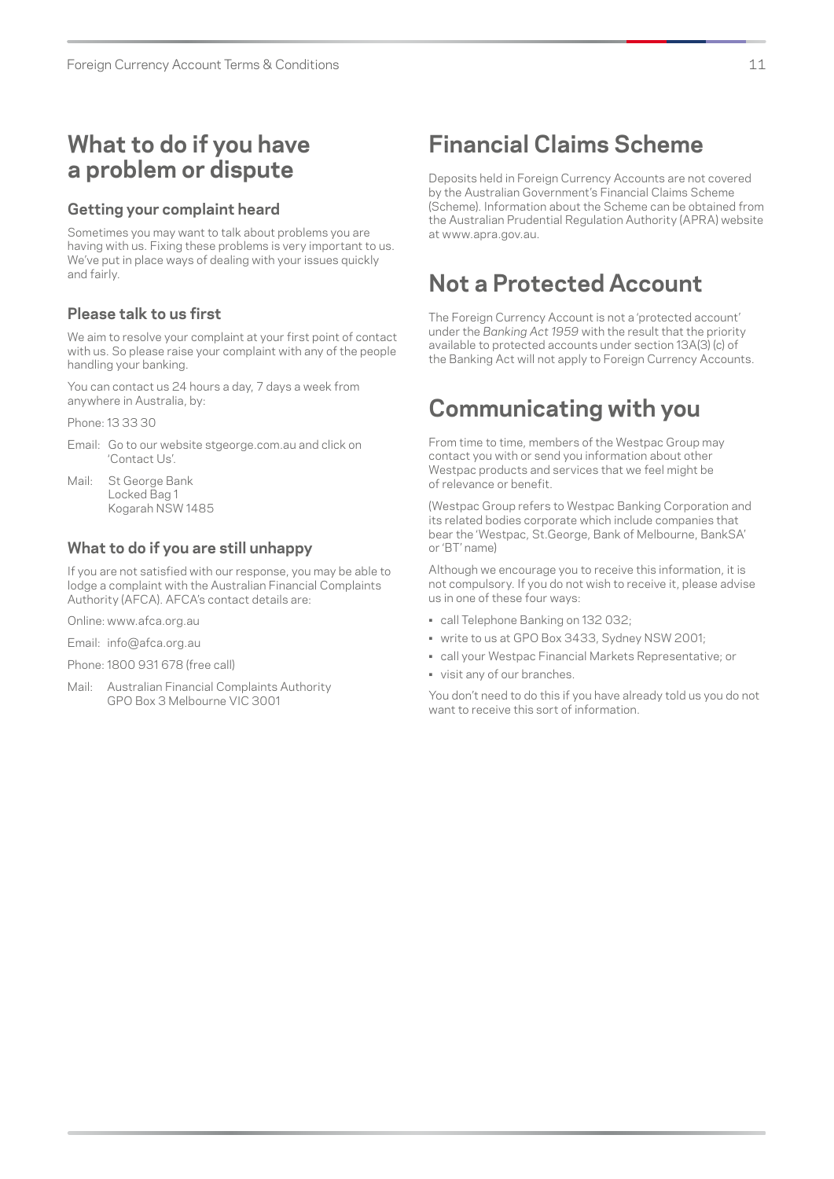## What to do if you have a problem or dispute

### Getting your complaint heard

Sometimes you may want to talk about problems you are having with us. Fixing these problems is very important to us. We've put in place ways of dealing with your issues quickly and fairly.

### Please talk to us first

We aim to resolve your complaint at your first point of contact with us. So please raise your complaint with any of the people handling your banking.

You can contact us 24 hours a day, 7 days a week from anywhere in Australia, by:

Phone: 13 33 30

Email: Go to our website stgeorge.com.au and click on 'Contact Us'.

Mail: St George Bank
Locked Bag 1
Kogarah NSW 1485

### What to do if you are still unhappy

If you are not satisfied with our response, you may be able to lodge a complaint with the Australian Financial Complaints Authority (AFCA). AFCA's contact details are:

Online: www.afca.org.au

Email: info@afca.org.au

Phone: 1800 931 678 (free call)

Mail: Australian Financial Complaints Authority
GPO Box 3 Melbourne VIC 3001

## Financial Claims Scheme

Deposits held in Foreign Currency Accounts are not covered by the Australian Government's Financial Claims Scheme (Scheme). Information about the Scheme can be obtained from the Australian Prudential Regulation Authority (APRA) website at www.apra.gov.au.

## Not a Protected Account

The Foreign Currency Account is not a 'protected account' under the *Banking Act 1959* with the result that the priority available to protected accounts under section 13A(3) (c) of the Banking Act will not apply to Foreign Currency Accounts.

## Communicating with you

From time to time, members of the Westpac Group may contact you with or send you information about other Westpac products and services that we feel might be of relevance or benefit.

(Westpac Group refers to Westpac Banking Corporation and its related bodies corporate which include companies that bear the 'Westpac, St.George, Bank of Melbourne, BankSA' or 'BT' name)

Although we encourage you to receive this information, it is not compulsory. If you do not wish to receive it, please advise us in one of these four ways:

- call Telephone Banking on 132 032;
- write to us at GPO Box 3433, Sydney NSW 2001;
- call your Westpac Financial Markets Representative; or
- visit any of our branches.

You don't need to do this if you have already told us you do not want to receive this sort of information.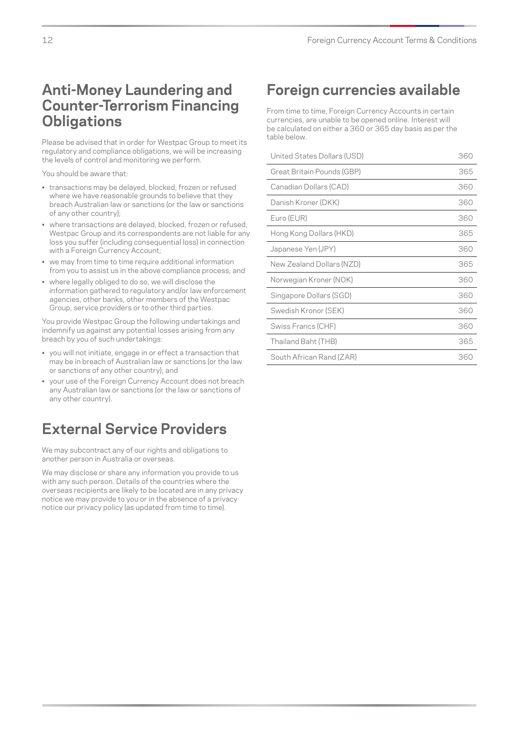## Anti-Money Laundering and Counter-Terrorism Financing Obligations

Please be advised that in order for Westpac Group to meet its regulatory and compliance obligations, we will be increasing the levels of control and monitoring we perform.

You should be aware that:

- transactions may be delayed, blocked, frozen or refused where we have reasonable grounds to believe that they breach Australian law or sanctions (or the law or sanctions of any other country);
- where transactions are delayed, blocked, frozen or refused, Westpac Group and its correspondents are not liable for any loss you suffer (including consequential loss) in connection with a Foreign Currency Account;
- we may from time to time require additional information from you to assist us in the above compliance process; and
- where legally obliged to do so, we will disclose the information gathered to regulatory and/or law enforcement agencies, other banks, other members of the Westpac Group, service providers or to other third parties.

You provide Westpac Group the following undertakings and indemnify us against any potential losses arising from any breach by you of such undertakings:

- you will not initiate, engage in or effect a transaction that may be in breach of Australian law or sanctions (or the law or sanctions of any other country); and
- your use of the Foreign Currency Account does not breach any Australian law or sanctions (or the law or sanctions of any other country).

## External Service Providers

We may subcontract any of our rights and obligations to another person in Australia or overseas.

We may disclose or share any information you provide to us with any such person. Details of the countries where the overseas recipients are likely to be located are in any privacy notice we may provide to you or in the absence of a privacy notice our privacy policy (as updated from time to time).

## Foreign currencies available

From time to time, Foreign Currency Accounts in certain currencies, are unable to be opened online. Interest will be calculated on either a 360 or 365 day basis as per the table below.

| Currency | Basis |
|---|---|
| United States Dollars (USD) | 360 |
| Great Britain Pounds (GBP) | 365 |
| Canadian Dollars (CAD) | 360 |
| Danish Kroner (DKK) | 360 |
| Euro (EUR) | 360 |
| Hong Kong Dollars (HKD) | 365 |
| Japanese Yen (JPY) | 360 |
| New Zealand Dollars (NZD) | 365 |
| Norwegian Kroner (NOK) | 360 |
| Singapore Dollars (SGD) | 360 |
| Swedish Kronor (SEK) | 360 |
| Swiss Francs (CHF) | 360 |
| Thailand Baht (THB) | 365 |
| South African Rand (ZAR) | 360 |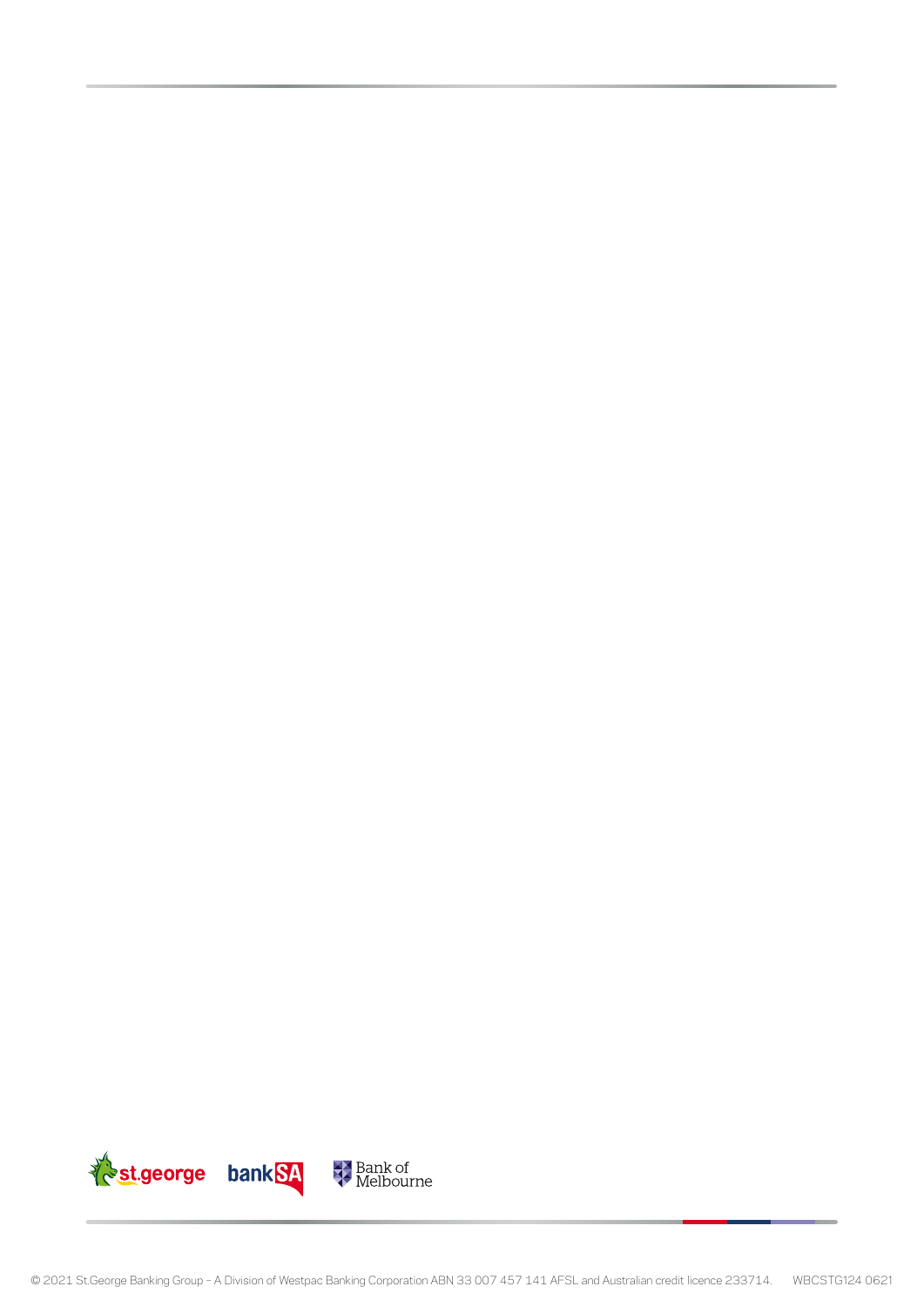© 2021 St.George Banking Group – A Division of Westpac Banking Corporation ABN 33 007 457 141 AFSL and Australian credit licence 233714. WBCSTG124 0621